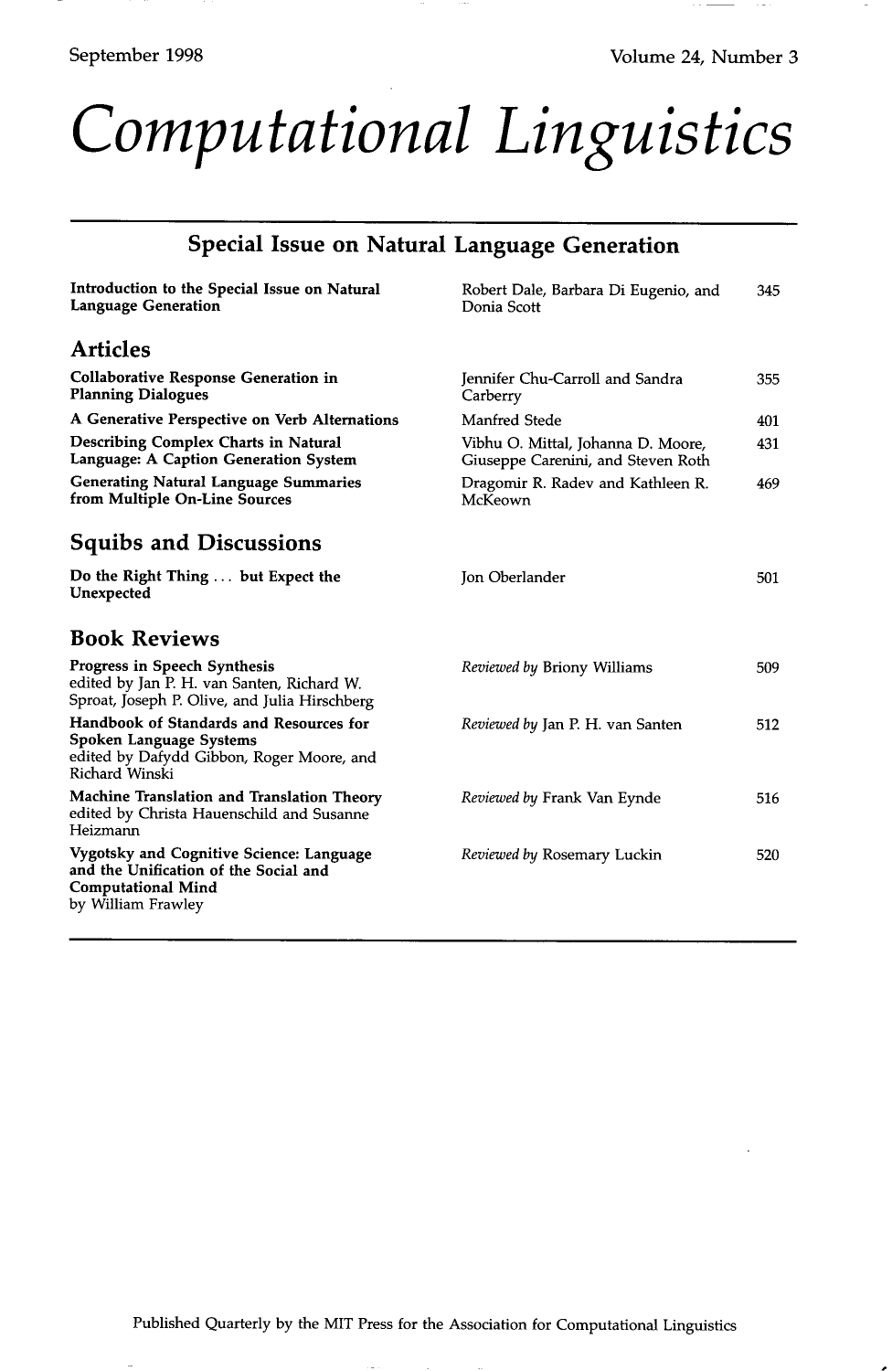September 1998 Volume 24, Number 3

# Computational Linguistics

## Special Issue on Natural Language Generation

| | | |
|---|---|---|
| **Introduction to the Special Issue on Natural Language Generation** | Robert Dale, Barbara Di Eugenio, and Donia Scott | 345 |

## Articles

| | | |
|---|---|---|
| **Collaborative Response Generation in Planning Dialogues** | Jennifer Chu-Carroll and Sandra Carberry | 355 |
| **A Generative Perspective on Verb Alternations** | Manfred Stede | 401 |
| **Describing Complex Charts in Natural Language: A Caption Generation System** | Vibhu O. Mittal, Johanna D. Moore, Giuseppe Carenini, and Steven Roth | 431 |
| **Generating Natural Language Summaries from Multiple On-Line Sources** | Dragomir R. Radev and Kathleen R. McKeown | 469 |

## Squibs and Discussions

| | | |
|---|---|---|
| **Do the Right Thing . . . but Expect the Unexpected** | Jon Oberlander | 501 |

## Book Reviews

| | | |
|---|---|---|
| **Progress in Speech Synthesis** edited by Jan P. H. van Santen, Richard W. Sproat, Joseph P. Olive, and Julia Hirschberg | *Reviewed by* Briony Williams | 509 |
| **Handbook of Standards and Resources for Spoken Language Systems** edited by Dafydd Gibbon, Roger Moore, and Richard Winski | *Reviewed by* Jan P. H. van Santen | 512 |
| **Machine Translation and Translation Theory** edited by Christa Hauenschild and Susanne Heizmann | *Reviewed by* Frank Van Eynde | 516 |
| **Vygotsky and Cognitive Science: Language and the Unification of the Social and Computational Mind** by William Frawley | *Reviewed by* Rosemary Luckin | 520 |

Published Quarterly by the MIT Press for the Association for Computational Linguistics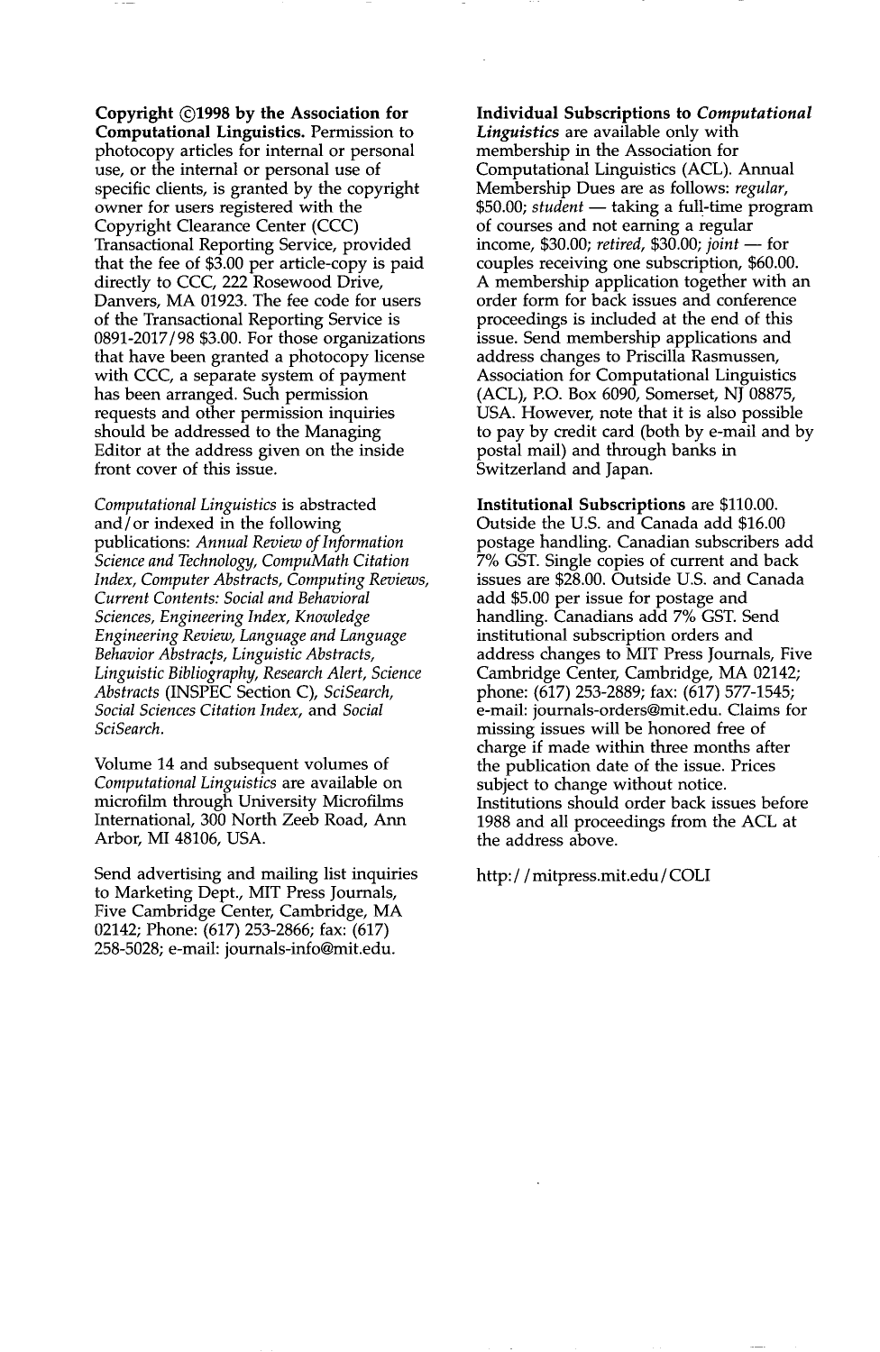**Copyright ©1998 by the Association for Computational Linguistics.** Permission to photocopy articles for internal or personal use, or the internal or personal use of specific clients, is granted by the copyright owner for users registered with the Copyright Clearance Center (CCC) Transactional Reporting Service, provided that the fee of $3.00 per article-copy is paid directly to CCC, 222 Rosewood Drive, Danvers, MA 01923. The fee code for users of the Transactional Reporting Service is 0891-2017/98 $3.00. For those organizations that have been granted a photocopy license with CCC, a separate system of payment has been arranged. Such permission requests and other permission inquiries should be addressed to the Managing Editor at the address given on the inside front cover of this issue.

*Computational Linguistics* is abstracted and/or indexed in the following publications: *Annual Review of Information Science and Technology, CompuMath Citation Index, Computer Abstracts, Computing Reviews, Current Contents: Social and Behavioral Sciences, Engineering Index, Knowledge Engineering Review, Language and Language Behavior Abstracts, Linguistic Abstracts, Linguistic Bibliography, Research Alert, Science Abstracts* (INSPEC Section C), *SciSearch, Social Sciences Citation Index,* and *Social SciSearch.*

Volume 14 and subsequent volumes of *Computational Linguistics* are available on microfilm through University Microfilms International, 300 North Zeeb Road, Ann Arbor, MI 48106, USA.

Send advertising and mailing list inquiries to Marketing Dept., MIT Press Journals, Five Cambridge Center, Cambridge, MA 02142; Phone: (617) 253-2866; fax: (617) 258-5028; e-mail: journals-info@mit.edu.

**Individual Subscriptions to *Computational Linguistics*** are available only with membership in the Association for Computational Linguistics (ACL). Annual Membership Dues are as follows: *regular*, $50.00; *student* — taking a full-time program of courses and not earning a regular income, $30.00; *retired*, $30.00; *joint* — for couples receiving one subscription, $60.00. A membership application together with an order form for back issues and conference proceedings is included at the end of this issue. Send membership applications and address changes to Priscilla Rasmussen, Association for Computational Linguistics (ACL), P.O. Box 6090, Somerset, NJ 08875, USA. However, note that it is also possible to pay by credit card (both by e-mail and by postal mail) and through banks in Switzerland and Japan.

**Institutional Subscriptions** are $110.00. Outside the U.S. and Canada add $16.00 postage handling. Canadian subscribers add 7% GST. Single copies of current and back issues are $28.00. Outside U.S. and Canada add $5.00 per issue for postage and handling. Canadians add 7% GST. Send institutional subscription orders and address changes to MIT Press Journals, Five Cambridge Center, Cambridge, MA 02142; phone: (617) 253-2889; fax: (617) 577-1545; e-mail: journals-orders@mit.edu. Claims for missing issues will be honored free of charge if made within three months after the publication date of the issue. Prices subject to change without notice. Institutions should order back issues before 1988 and all proceedings from the ACL at the address above.

http://mitpress.mit.edu/COLI